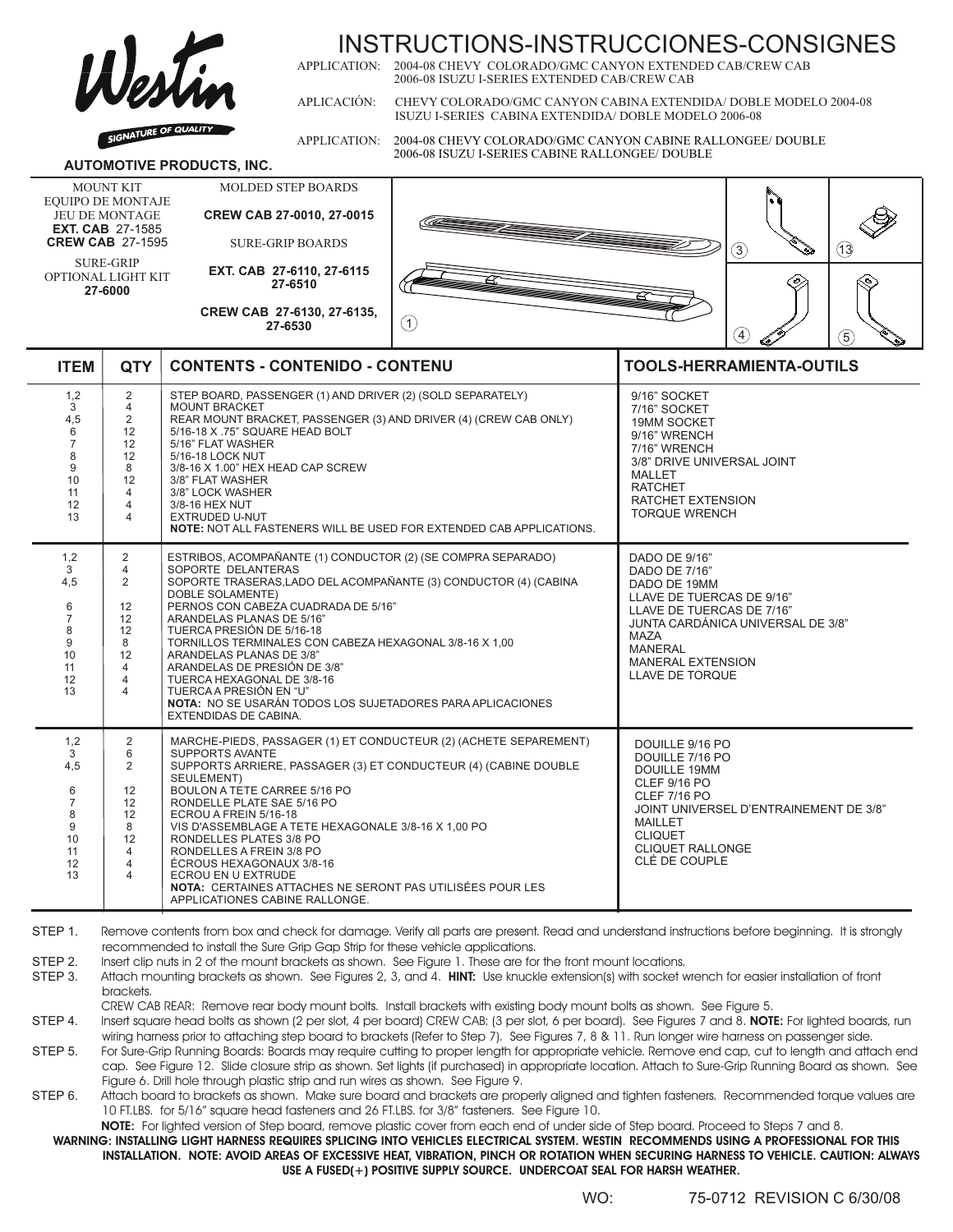# INSTRUCTIONS-INSTRUCCIONES-CONSIGNES

Westin
SIGNATURE OF QUALITY
**AUTOMOTIVE PRODUCTS, INC.**

APPLICATION: 2004-08 CHEVY COLORADO/GMC CANYON EXTENDED CAB/CREW CAB
2006-08 ISUZU I-SERIES EXTENDED CAB/CREW CAB

APLICACIÓN: CHEVY COLORADO/GMC CANYON CABINA EXTENDIDA/ DOBLE MODELO 2004-08
ISUZU I-SERIES CABINA EXTENDIDA/ DOBLE MODELO 2006-08

APPLICATION: 2004-08 CHEVY COLORADO/GMC CANYON CABINE RALLONGEE/ DOUBLE
2006-08 ISUZU I-SERIES CABINE RALLONGEE/ DOUBLE

MOUNT KIT
EQUIPO DE MONTAJE
JEU DE MONTAGE
**EXT. CAB** 27-1585
**CREW CAB** 27-1595

SURE-GRIP
OPTIONAL LIGHT KIT
**27-6000**

MOLDED STEP BOARDS

**CREW CAB 27-0010, 27-0015**

SURE-GRIP BOARDS

**EXT. CAB 27-6110, 27-6115**
**27-6510**

**CREW CAB 27-6130, 27-6135,**
**27-6530**

1 3 13 4 5

| ITEM | QTY | CONTENTS - CONTENIDO - CONTENU | TOOLS-HERRAMIENTA-OUTILS |
|---|---|---|---|
| 1,2<br>3<br>4,5<br>6<br>7<br>8<br>9<br>10<br>11<br>12<br>13 | 2<br>4<br>2<br>12<br>12<br>12<br>8<br>12<br>4<br>4<br>4 | STEP BOARD, PASSENGER (1) AND DRIVER (2) (SOLD SEPARATELY)<br>MOUNT BRACKET<br>REAR MOUNT BRACKET, PASSENGER (3) AND DRIVER (4) (CREW CAB ONLY)<br>5/16-18 X .75" SQUARE HEAD BOLT<br>5/16" FLAT WASHER<br>5/16-18 LOCK NUT<br>3/8-16 X 1.00" HEX HEAD CAP SCREW<br>3/8" FLAT WASHER<br>3/8" LOCK WASHER<br>3/8-16 HEX NUT<br>EXTRUDED U-NUT<br>**NOTE:** NOT ALL FASTENERS WILL BE USED FOR EXTENDED CAB APPLICATIONS. | 9/16" SOCKET<br>7/16" SOCKET<br>19MM SOCKET<br>9/16" WRENCH<br>7/16" WRENCH<br>3/8" DRIVE UNIVERSAL JOINT<br>MALLET<br>RATCHET<br>RATCHET EXTENSION<br>TORQUE WRENCH |
| 1,2<br>3<br>4,5<br><br>6<br>7<br>8<br>9<br>10<br>11<br>12<br>13 | 2<br>4<br>2<br><br>12<br>12<br>12<br>8<br>12<br>4<br>4<br>4 | ESTRIBOS, ACOMPAÑANTE (1) CONDUCTOR (2) (SE COMPRA SEPARADO)<br>SOPORTE DELANTERAS<br>SOPORTE TRASERAS,LADO DEL ACOMPAÑANTE (3) CONDUCTOR (4) (CABINA DOBLE SOLAMENTE)<br>PERNOS CON CABEZA CUADRADA DE 5/16"<br>ARANDELAS PLANAS DE 5/16"<br>TUERCA PRESIÓN DE 5/16-18<br>TORNILLOS TERMINALES CON CABEZA HEXAGONAL 3/8-16 X 1,00<br>ARANDELAS PLANAS DE 3/8"<br>ARANDELAS DE PRESIÓN DE 3/8"<br>TUERCA HEXAGONAL DE 3/8-16<br>TUERCA A PRESIÓN EN "U"<br>**NOTA:** NO SE USARÁN TODOS LOS SUJETADORES PARA APLICACIONES EXTENDIDAS DE CABINA. | DADO DE 9/16"<br>DADO DE 7/16"<br>DADO DE 19MM<br>LLAVE DE TUERCAS DE 9/16"<br>LLAVE DE TUERCAS DE 7/16"<br>JUNTA CARDÁNICA UNIVERSAL DE 3/8"<br>MAZA<br>MANERAL<br>MANERAL EXTENSION<br>LLAVE DE TORQUE |
| 1,2<br>3<br>4,5<br><br>6<br>7<br>8<br>9<br>10<br>11<br>12<br>13 | 2<br>6<br>2<br><br>12<br>12<br>12<br>8<br>12<br>4<br>4<br>4 | MARCHE-PIEDS, PASSAGER (1) ET CONDUCTEUR (2) (ACHETE SEPAREMENT)<br>SUPPORTS AVANTE<br>SUPPORTS ARRIERE, PASSAGER (3) ET CONDUCTEUR (4) (CABINE DOUBLE SEULEMENT)<br>BOULON A TÊTE CARRÉE 5/16 PO<br>RONDELLE PLATE SAE 5/16 PO<br>ECROU A FREIN 5/16-18<br>VIS D'ASSEMBLAGE A TETE HEXAGONALE 3/8-16 X 1,00 PO<br>RONDELLES PLATES 3/8 PO<br>RONDELLES A FREIN 3/8 PO<br>ÉCROUS HEXAGONAUX 3/8-16<br>ECROU EN U EXTRUDE<br>**NOTA:** CERTAINES ATTACHES NE SERONT PAS UTILISÉES POUR LES APPLICATIONES CABINE RALLONGE. | DOUILLE 9/16 PO<br>DOUILLE 7/16 PO<br>DOUILLE 19MM<br>CLEF 9/16 PO<br>CLEF 7/16 PO<br>JOINT UNIVERSEL D'ENTRAINEMENT DE 3/8"<br>MAILLET<br>CLIQUET<br>CLIQUET RALLONGE<br>CLÉ DE COUPLE |

STEP 1. Remove contents from box and check for damage. Verify all parts are present. Read and understand instructions before beginning. It is strongly recommended to install the Sure Grip Gap Strip for these vehicle applications.

STEP 2. Insert clip nuts in 2 of the mount brackets as shown. See Figure 1. These are for the front mount locations.

STEP 3. Attach mounting brackets as shown. See Figures 2, 3, and 4. **HINT:** Use knuckle extension(s) with socket wrench for easier installation of front brackets.
CREW CAB REAR: Remove rear body mount bolts. Install brackets with existing body mount bolts as shown. See Figure 5.

STEP 4. Insert square head bolts as shown (2 per slot, 4 per board) CREW CAB: (3 per slot, 6 per board). See Figures 7 and 8. **NOTE:** For lighted boards, run wiring harness prior to attaching step board to brackets (Refer to Step 7). See Figures 7, 8 & 11. Run longer wire harness on passenger side.

STEP 5. For Sure-Grip Running Boards: Boards may require cutting to proper length for appropriate vehicle. Remove end cap, cut to length and attach end cap. See Figure 12. Slide closure strip as shown. Set lights (if purchased) in appropriate location. Attach to Sure-Grip Running Board as shown. See Figure 6. Drill hole through plastic strip and run wires as shown. See Figure 9.

STEP 6. Attach board to brackets as shown. Make sure board and brackets are properly aligned and tighten fasteners. Recommended torque values are 10 FT.LBS. for 5/16" square head fasteners and 26 FT.LBS. for 3/8" fasteners. See Figure 10.
**NOTE:** For lighted version of Step board, remove plastic cover from each end of under side of Step board. Proceed to Steps 7 and 8.

**WARNING: INSTALLING LIGHT HARNESS REQUIRES SPLICING INTO VEHICLES ELECTRICAL SYSTEM. WESTIN RECOMMENDS USING A PROFESSIONAL FOR THIS INSTALLATION. NOTE: AVOID AREAS OF EXCESSIVE HEAT, VIBRATION, PINCH OR ROTATION WHEN SECURING HARNESS TO VEHICLE. CAUTION: ALWAYS USE A FUSED(+) POSITIVE SUPPLY SOURCE. UNDERCOAT SEAL FOR HARSH WEATHER.**

WO: 75-0712 REVISION C 6/30/08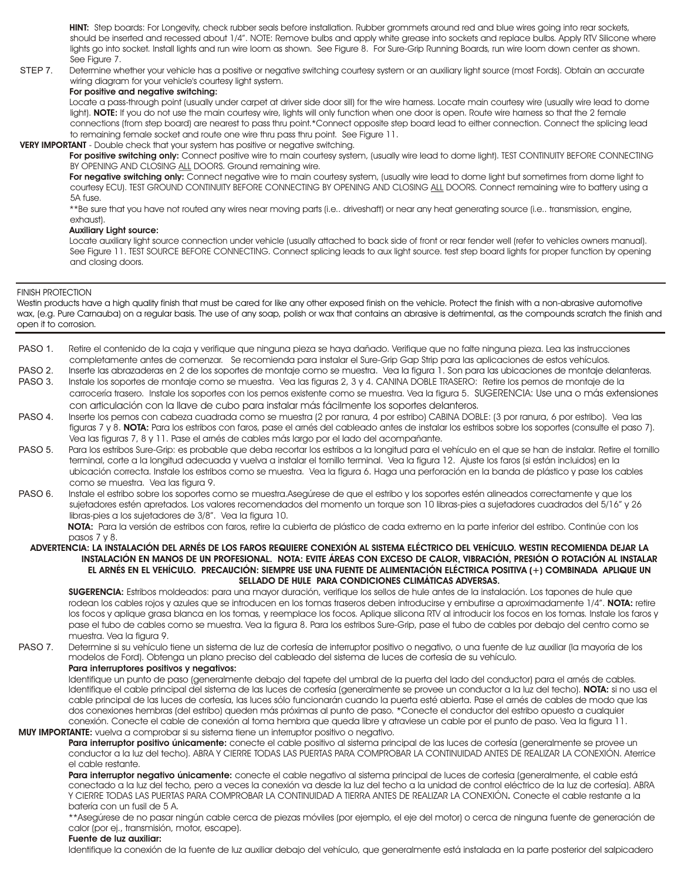**HINT:** Step boards: For Longevity, check rubber seals before installation. Rubber grommets around red and blue wires going into rear sockets, should be inserted and recessed about 1/4". NOTE: Remove bulbs and apply white grease into sockets and replace bulbs. Apply RTV Silicone where lights go into socket. Install lights and run wire loom as shown. See Figure 8. For Sure-Grip Running Boards, run wire loom down center as shown. See Figure 7.

STEP 7. Determine whether your vehicle has a positive or negative switching courtesy system or an auxiliary light source (most Fords). Obtain an accurate wiring diagram for your vehicle's courtesy light system.

**For positive and negative switching:**

Locate a pass-through point (usually under carpet at driver side door sill) for the wire harness. Locate main courtesy wire (usually wire lead to dome light). **NOTE:** If you do not use the main courtesy wire, lights will only function when one door is open. Route wire harness so that the 2 female connections (from step board) are nearest to pass thru point.*Connect opposite step board lead to either connection. Connect the splicing lead to remaining female socket and route one wire thru pass thru point. See Figure 11.

**VERY IMPORTANT** - Double check that your system has positive or negative switching.

**For positive switching only:** Connect positive wire to main courtesy system, (usually wire lead to dome light). TEST CONTINUITY BEFORE CONNECTING BY OPENING AND CLOSING ALL DOORS. Ground remaining wire.

**For negative switching only:** Connect negative wire to main courtesy system, (usually wire lead to dome light but sometimes from dome light to courtesy ECU). TEST GROUND CONTINUITY BEFORE CONNECTING BY OPENING AND CLOSING ALL DOORS. Connect remaining wire to battery using a 5A fuse.

**Be sure that you have not routed any wires near moving parts (i.e.. driveshaft) or near any heat generating source (i.e.. transmission, engine, exhaust).

**Auxiliary Light source:**

Locate auxiliary light source connection under vehicle (usually attached to back side of front or rear fender well (refer to vehicles owners manual). See Figure 11. TEST SOURCE BEFORE CONNECTING. Connect splicing leads to aux light source. test step board lights for proper function by opening and closing doors.

FINISH PROTECTION

Westin products have a high quality finish that must be cared for like any other exposed finish on the vehicle. Protect the finish with a non-abrasive automotive wax, (e.g. Pure Carnauba) on a regular basis. The use of any soap, polish or wax that contains an abrasive is detrimental, as the compounds scratch the finish and open it to corrosion.

PASO 1. Retire el contenido de la caja y verifique que ninguna pieza se haya dañado. Verifique que no falte ninguna pieza. Lea las instrucciones completamente antes de comenzar. Se recomienda para instalar el Sure-Grip Gap Strip para las aplicaciones de estos vehículos.

PASO 2. Inserte las abrazaderas en 2 de los soportes de montaje como se muestra. Vea la figura 1. Son para las ubicaciones de montaje delanteras.

PASO 3. Instale los soportes de montaje como se muestra. Vea las figuras 2, 3 y 4. CANINA DOBLE TRASERO: Retire los pernos de montaje de la carrocería trasero. Instale los soportes con los pernos existente como se muestra. Vea la figura 5. SUGERENCIA: Use una o más extensiones con articulación con la llave de cubo para instalar más fácilmente los soportes delanteros.

PASO 4. Inserte los pernos con cabeza cuadrada como se muestra (2 por ranura, 4 por estribo) CABINA DOBLE: (3 por ranura, 6 por estribo). Vea las figuras 7 y 8. **NOTA:** Para los estribos con faros, pase el arnés del cableado antes de instalar los estribos sobre los soportes (consulte el paso 7). Vea las figuras 7, 8 y 11. Pase el arnés de cables más largo por el lado del acompañante.

PASO 5. Para los estribos Sure-Grip: es probable que deba recortar los estribos a la longitud para el vehículo en el que se han de instalar. Retire el tornillo terminal, corte a la longitud adecuada y vuelva a instalar el tornillo terminal. Vea la figura 12. Ajuste los faros (si están incluidos) en la ubicación correcta. Instale los estribos como se muestra. Vea la figura 6. Haga una perforación en la banda de plástico y pase los cables como se muestra. Vea las figura 9.

PASO 6. Instale el estribo sobre los soportes como se muestra.Asegúrese de que el estribo y los soportes estén alineados correctamente y que los sujetadores estén apretados. Los valores recomendados del momento un torque son 10 libras-pies a sujetadores cuadrados del 5/16" y 26 libras-pies a los sujetadores de 3/8". Vea la figura 10.

**NOTA:** Para la versión de estribos con faros, retire la cubierta de plástico de cada extremo en la parte inferior del estribo. Continúe con los pasos 7 y 8.

**ADVERTENCIA: LA INSTALACIÓN DEL ARNÉS DE LOS FAROS REQUIERE CONEXIÓN AL SISTEMA ELÉCTRICO DEL VEHÍCULO. WESTIN RECOMIENDA DEJAR LA INSTALACIÓN EN MANOS DE UN PROFESIONAL. NOTA: EVITE ÁREAS CON EXCESO DE CALOR, VIBRACIÓN, PRESIÓN O ROTACIÓN AL INSTALAR EL ARNÉS EN EL VEHÍCULO. PRECAUCIÓN: SIEMPRE USE UNA FUENTE DE ALIMENTACIÓN ELÉCTRICA POSITIVA (+) COMBINADA APLIQUE UN SELLADO DE HULE PARA CONDICIONES CLIMÁTICAS ADVERSAS.**

**SUGERENCIA:** Estribos moldeados: para una mayor duración, verifique los sellos de hule antes de la instalación. Los tapones de hule que rodean los cables rojos y azules que se introducen en los tomas traseros deben introducirse y embutirse a aproximadamente 1/4". **NOTA:** retire los focos y aplique grasa blanca en los tomas, y reemplace los focos. Aplique silicona RTV al introducir los focos en los tomas. Instale los faros y pase el tubo de cables como se muestra. Vea la figura 8. Para los estribos Sure-Grip, pase el tubo de cables por debajo del centro como se muestra. Vea la figura 9.

PASO 7. Determine si su vehículo tiene un sistema de luz de cortesía de interruptor positivo o negativo, o una fuente de luz auxiliar (la mayoría de los modelos de Ford). Obtenga un plano preciso del cableado del sistema de luces de cortesía de su vehículo.

**Para interruptores positivos y negativos:**

Identifique un punto de paso (generalmente debajo del tapete del umbral de la puerta del lado del conductor) para el arnés de cables. Identifique el cable principal del sistema de las luces de cortesía (generalmente se provee un conductor a la luz del techo). **NOTA:** si no usa el cable principal de las luces de cortesía, las luces sólo funcionarán cuando la puerta esté abierta. Pase el arnés de cables de modo que las dos conexiones hembras (del estribo) queden más próximas al punto de paso. *Conecte el conductor del estribo opuesto a cualquier conexión. Conecte el cable de conexión al toma hembra que queda libre y atraviese un cable por el punto de paso. Vea la figura 11.

**MUY IMPORTANTE:** vuelva a comprobar si su sistema tiene un interruptor positivo o negativo.

**Para interruptor positivo únicamente:** conecte el cable positivo al sistema principal de las luces de cortesía (generalmente se provee un conductor a la luz del techo). ABRA Y CIERRE TODAS LAS PUERTAS PARA COMPROBAR LA CONTINUIDAD ANTES DE REALIZAR LA CONEXIÓN. Aterrice el cable restante.

**Para interruptor negativo únicamente:** conecte el cable negativo al sistema principal de luces de cortesía (generalmente, el cable está conectado a la luz del techo, pero a veces la conexión va desde la luz del techo a la unidad de control eléctrico de la luz de cortesía). ABRA Y CIERRE TODAS LAS PUERTAS PARA COMPROBAR LA CONTINUIDAD A TIERRA ANTES DE REALIZAR LA CONEXIÓN**.** Conecte el cable restante a la batería con un fusil de 5 A.

**Asegúrese de no pasar ningún cable cerca de piezas móviles (por ejemplo, el eje del motor) o cerca de ninguna fuente de generación de calor (por ej., transmisión, motor, escape).

**Fuente de luz auxiliar:**

Identifique la conexión de la fuente de luz auxiliar debajo del vehículo, que generalmente está instalada en la parte posterior del salpicadero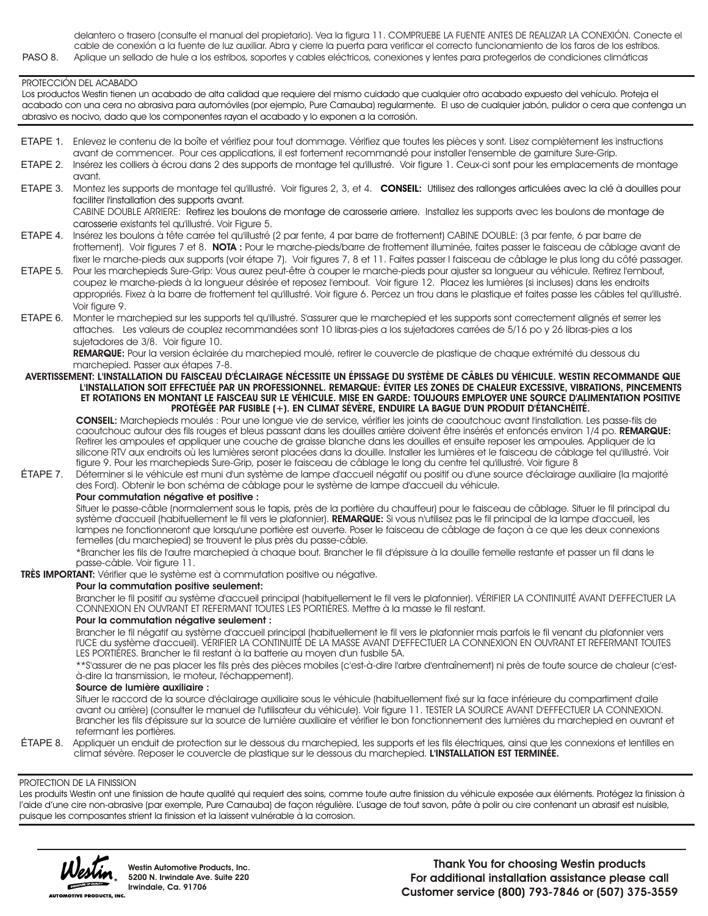delantero o trasero (consulte el manual del propietario). Vea la figura 11. COMPRUEBE LA FUENTE ANTES DE REALIZAR LA CONEXIÓN. Conecte el cable de conexión a la fuente de luz auxiliar. Abra y cierre la puerta para verificar el correcto funcionamiento de los faros de los estribos.

PASO 8. Aplique un sellado de hule a los estribos, soportes y cables eléctricos, conexiones y lentes para protegerlos de condiciones climáticas

PROTECCIÓN DEL ACABADO

Los productos Westin tienen un acabado de alta calidad que requiere del mismo cuidado que cualquier otro acabado expuesto del vehículo. Proteja el acabado con una cera no abrasiva para automóviles (por ejemplo, Pure Carnauba) regularmente. El uso de cualquier jabón, pulidor o cera que contenga un abrasivo es nocivo, dado que los componentes rayan el acabado y lo exponen a la corrosión.

ETAPE 1. Enlevez le contenu de la boîte et vérifiez pour tout dommage. Vérifiez que toutes les pièces y sont. Lisez complètement les instructions avant de commencer. Pour ces applications, il est fortement recommandé pour installer l'ensemble de garniture Sure-Grip.

ETAPE 2. Insérez les colliers à écrou dans 2 des supports de montage tel qu'illustré. Voir figure 1. Ceux-ci sont pour les emplacements de montage avant.

ETAPE 3. Montez les supports de montage tel qu'illustré. Voir figures 2, 3, et 4. **CONSEIL:** Utilisez des rallonges articulées avec la clé à douilles pour faciliter l'installation des supports avant.

CABINE DOUBLE ARRIERE: Retirez les boulons de montage de carosserie arriere. Installez les supports avec les boulons de montage de carosserie existants tel qu'illustré. Voir Figure 5.

ETAPE 4. Insérez les boulons à tête carrée tel qu'illustré (2 par fente, 4 par barre de frottement) CABINE DOUBLE: (3 par fente, 6 par barre de frottement). Voir figures 7 et 8. **NOTA :** Pour le marche-pieds/barre de frottement illuminée, faites passer le faisceau de câblage avant de fixer le marche-pieds aux supports (voir étape 7). Voir figures 7, 8 et 11. Faites passer l faisceau de câblage le plus long du côté passager.

ETAPE 5. Pour les marchepieds Sure-Grip: Vous aurez peut-être à couper le marche-pieds pour ajuster sa longueur au véhicule. Retirez l'embout, coupez le marche-pieds à la longueur désirée et reposez l'embout. Voir figure 12. Placez les lumières (si incluses) dans les endroits appropriés. Fixez à la barre de frottement tel qu'illustré. Voir figure 6. Percez un trou dans le plastique et faites passe les câbles tel qu'illustré. Voir figure 9.

ETAPE 6. Monter le marchepied sur les supports tel qu'illustré. S'assurer que le marchepied et les supports sont correctement alignés et serrer les attaches. Les valeurs de couplez recommandées sont 10 libras-pies a los sujetadores carrées de 5/16 po y 26 libras-pies a los sujetadores de 3/8. Voir figure 10.

**REMARQUE:** Pour la version éclairée du marchepied moulé, retirer le couvercle de plastique de chaque extrémité du dessous du marchepied. Passer aux étapes 7-8.

**AVERTISSEMENT: L'INSTALLATION DU FAISCEAU D'ÉCLAIRAGE NÉCESSITE UN ÉPISSAGE DU SYSTÈME DE CÂBLES DU VÉHICULE. WESTIN RECOMMANDE QUE L'INSTALLATION SOIT EFFECTUÉE PAR UN PROFESSIONNEL. REMARQUE: ÉVITER LES ZONES DE CHALEUR EXCESSIVE, VIBRATIONS, PINCEMENTS ET ROTATIONS EN MONTANT LE FAISCEAU SUR LE VÉHICULE. MISE EN GARDE: TOUJOURS EMPLOYER UNE SOURCE D'ALIMENTATION POSITIVE PROTÉGÉE PAR FUSIBLE (+). EN CLIMAT SÉVÈRE, ENDUIRE LA BAGUE D'UN PRODUIT D'ÉTANCHÉITÉ.**

**CONSEIL:** Marchepieds moulés : Pour une longue vie de service, vérifier les joints de caoutchouc avant l'installation. Les passe-fils de caoutchouc autour des fils rouges et bleus passant dans les douilles arrière doivent être insérés et enfoncés environ 1/4 po. **REMARQUE:** Retirer les ampoules et appliquer une couche de graisse blanche dans les douilles et ensuite reposer les ampoules. Appliquer de la silicone RTV aux endroits où les lumières seront placées dans la douille. Installer les lumières et le faisceau de câblage tel qu'illustré. Voir figure 9. Pour les marchepieds Sure-Grip, poser le faisceau de câblage le long du centre tel qu'illustré. Voir figure 8

ÉTAPE 7. Déterminer si le véhicule est muni d'un système de lampe d'accueil négatif ou positif ou d'une source d'éclairage auxiliaire (la majorité des Ford). Obtenir le bon schéma de câblage pour le système de lampe d'accueil du véhicule.

**Pour commutation négative et positive :**

Situer le passe-câble (normalement sous le tapis, près de la portière du chauffeur) pour le faisceau de câblage. Situer le fil principal du système d'accueil (habituellement le fil vers le plafonnier). **REMARQUE:** Si vous n'utilisez pas le fil principal de la lampe d'accueil, les lampes ne fonctionneront que lorsqu'une portière est ouverte. Poser le faisceau de câblage de façon à ce que les deux connexions femelles (du marchepied) se trouvent le plus près du passe-câble.

*Brancher les fils de l'autre marchepied à chaque bout. Brancher le fil d'épissure à la douille femelle restante et passer un fil dans le passe-câble. Voir figure 11.

**TRÈS IMPORTANT:** Vérifier que le système est à commutation positive ou négative.

**Pour la commutation positive seulement:**

Brancher le fil positif au système d'accueil principal (habituellement le fil vers le plafonnier). VÉRIFIER LA CONTINUITÉ AVANT D'EFFECTUER LA CONNEXION EN OUVRANT ET REFERMANT TOUTES LES PORTIÈRES. Mettre à la masse le fil restant.

**Pour la commutation négative seulement :**

Brancher le fil négatif au système d'accueil principal (habituellement le fil vers le plafonnier mais parfois le fil venant du plafonnier vers l'UCE du système d'accueil). VÉRIFIER LA CONTINUITÉ DE LA MASSE AVANT D'EFFECTUER LA CONNEXION EN OUVRANT ET REFERMANT TOUTES LES PORTIÈRES. Brancher le fil restant à la batterie au moyen d'un fusibile 5A.

**S'assurer de ne pas placer les fils près des pièces mobiles (c'est-à-dire l'arbre d'entraînement) ni près de toute source de chaleur (c'est-à-dire la transmission, le moteur, l'échappement).

**Source de lumière auxiliaire :**

Situer le raccord de la source d'éclairage auxiliaire sous le véhicule (habituellement fixé sur la face inférieure du compartiment d'aile avant ou arrière) (consulter le manuel de l'utilisateur du véhicule). Voir figure 11. TESTER LA SOURCE AVANT D'EFFECTUER LA CONNEXION. Brancher les fils d'épissure sur la source de lumière auxiliaire et vérifier le bon fonctionnement des lumières du marchepied en ouvrant et refermant les portières.

ÉTAPE 8. Appliquer un enduit de protection sur le dessous du marchepied, les supports et les fils électriques, ainsi que les connexions et lentilles en climat sévère. Reposer le couvercle de plastique sur le dessous du marchepied. **L'INSTALLATION EST TERMINÉE.**

PROTECTION DE LA FINISSION

Les produits Westin ont une finission de haute qualité qui requiert des soins, comme toute autre finission du véhicule exposée aux éléments. Protégez la finission à l'aide d'une cire non-abrasive (par exemple, Pure Carnauba) de façon régulière. L'usage de tout savon, pâte à polir ou cire contenant un abrasif est nuisible, puisque les composantes strient la finission et la laissent vulnérable à la corrosion.

Westin Automotive Products, Inc.
5200 N. Irwindale Ave. Suite 220
Irwindale, Ca. 91706

**Thank You for choosing Westin products**
**For additional installation assistance please call**
**Customer service (800) 793-7846 or (507) 375-3559**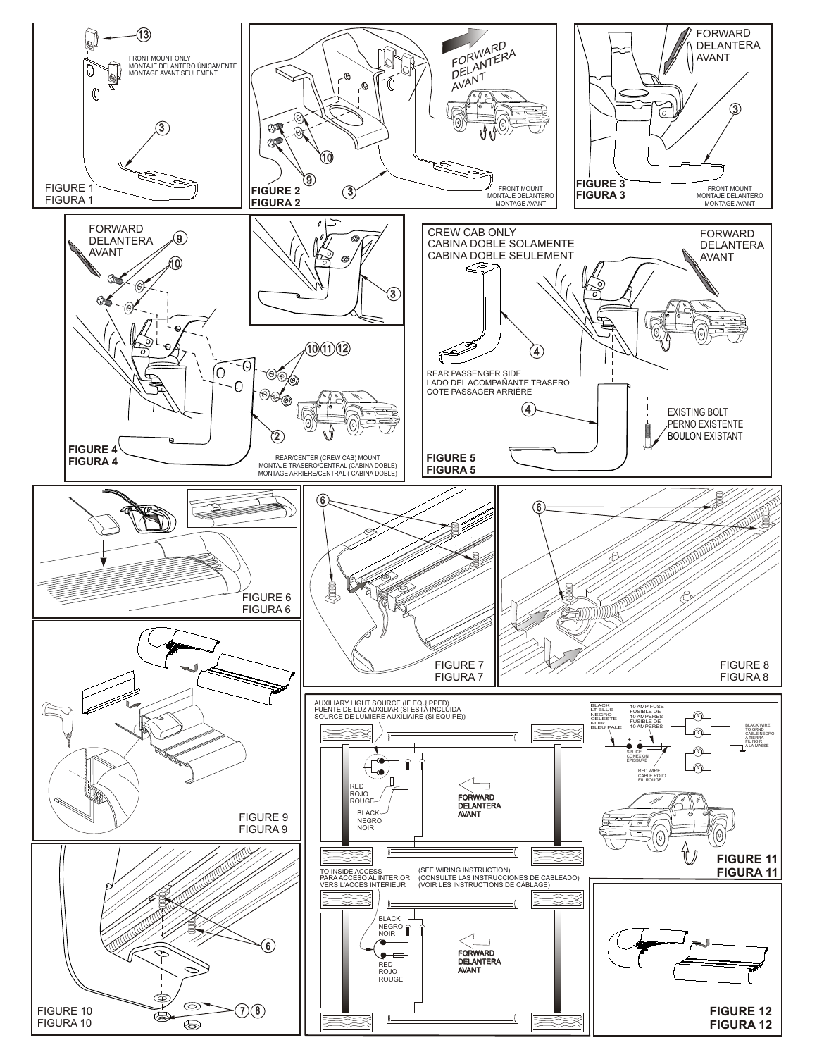FRONT MOUNT ONLY
MONTAJE DELANTERO ÚNICAMENTE
MONTAGE AVANT SEULEMENT

13

3

FIGURE 1
FIGURA 1

FORWARD
DELANTERA
AVANT

9

10

3

FRONT MOUNT
MONTAJE DELANTERO
MONTAGE AVANT

**FIGURE 2**
**FIGURA 2**

FORWARD
DELANTERA
AVANT

3

FRONT MOUNT
MONTAJE DELANTERO
MONTAGE AVANT

**FIGURE 3**
**FIGURA 3**

FORWARD
DELANTERA
AVANT

9

10

3

10 11 12

2

REAR/CENTER (CREW CAB) MOUNT
MONTAJE TRASERO/CENTRAL (CABINA DOBLE)
MONTAGE ARRIERE/CENTRAL ( CABINA DOBLE)

**FIGURE 4**
**FIGURA 4**

CREW CAB ONLY
CABINA DOBLE SOLAMENTE
CABINA DOBLE SEULEMENT

FORWARD
DELANTERA
AVANT

4

REAR PASSENGER SIDE
LADO DEL ACOMPAÑANTE TRASERO
COTE PASSAGER ARRIÈRE

4

EXISTING BOLT
PERNO EXISTENTE
BOULON EXISTANT

**FIGURE 5**
**FIGURA 5**

FIGURE 6
FIGURA 6

6

FIGURE 7
FIGURA 7

6

FIGURE 8
FIGURA 8

FIGURE 9
FIGURA 9

6

7 8

FIGURE 10
FIGURA 10

AUXILIARY LIGHT SOURCE (IF EQUIPPED)
FUENTE DE LUZ AUXILIAR (SI ESTÁ INCLUIDA
SOURCE DE LUMIERE AUXILIAIRE (SI EQUIPE))

RED
ROJO
ROUGE

BLACK
NEGRO
NOIR

FORWARD
DELANTERA
AVANT

BLACK
LT BLUE
NEGRO
CELESTE
NOIR
BLEU PALE

10 AMP FUSE
FUSIBLE DE
10 AMPERES
FUSIBLE DE
10 AMPERES

SPLICE
CONEXIÓN
EPISSURE

RED WIRE
CABLE ROJO
FIL ROUGE

BLACK WIRE
TO GRND
CABLE NEGRO
A TIERRA
FIL NOIR
A LA MASSE

TO INSIDE ACCESS
PARA ACCESO AL INTERIOR
VERS L'ACCES INTERIEUR

(SEE WIRING INSTRUCTION)
(CONSULTE LAS INSTRUCCIONES DE CABLEADO)
(VOIR LES INSTRUCTIONS DE CÂBLAGE)

BLACK
NEGRO
NOIR

RED
ROJO
ROUGE

FORWARD
DELANTERA
AVANT

**FIGURE 11**
**FIGURA 11**

**FIGURE 12**
**FIGURA 12**